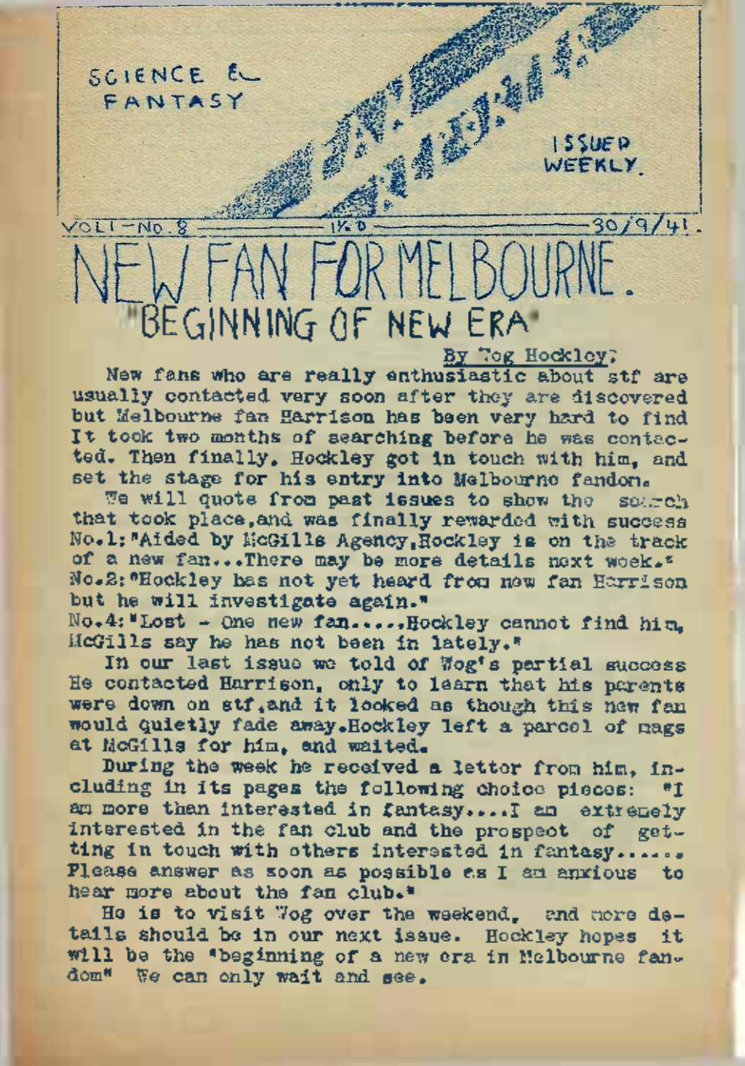SCIENCE & FANTASY

ISSUED WEEKLY.

VOL I – No. 8 — 1½D — 30/9/41.

# NEW FAN FOR MELBOURNE.

## "BEGINNING OF NEW ERA"

By Wog Hockley.

New fans who are really enthusiastic about stf are usually contacted very soon after they are discovered but Melbourne fan Harrison has been very hard to find It took two months of searching before he was contacted. Then finally, Hockley got in touch with him, and set the stage for his entry into Melbourne fandom.

We will quote from past issues to show the search that took place, and was finally rewarded with success No.1: "Aided by McGills Agency, Hockley is on the track of a new fan...There may be more details next week."
No.2: "Hockley has not yet heard from new fan Harrison but he will investigate again."
No.4: "Lost – One new fan.....Hockley cannot find him, McGills say he has not been in lately."

In our last issue we told of Wog's partial success He contacted Harrison, only to learn that his parents were down on stf, and it looked as though this new fan would quietly fade away. Hockley left a parcel of mags at McGills for him, and waited.

During the week he received a letter from him, including in its pages the following choice pieces: "I am more than interested in fantasy....I am extremely interested in the fan club and the prospect of getting in touch with others interested in fantasy...... Please answer as soon as possible as I am anxious to hear more about the fan club."

He is to visit Wog over the weekend, and more details should be in our next issue. Hockley hopes it will be the "beginning of a new era in Melbourne fandom" We can only wait and see.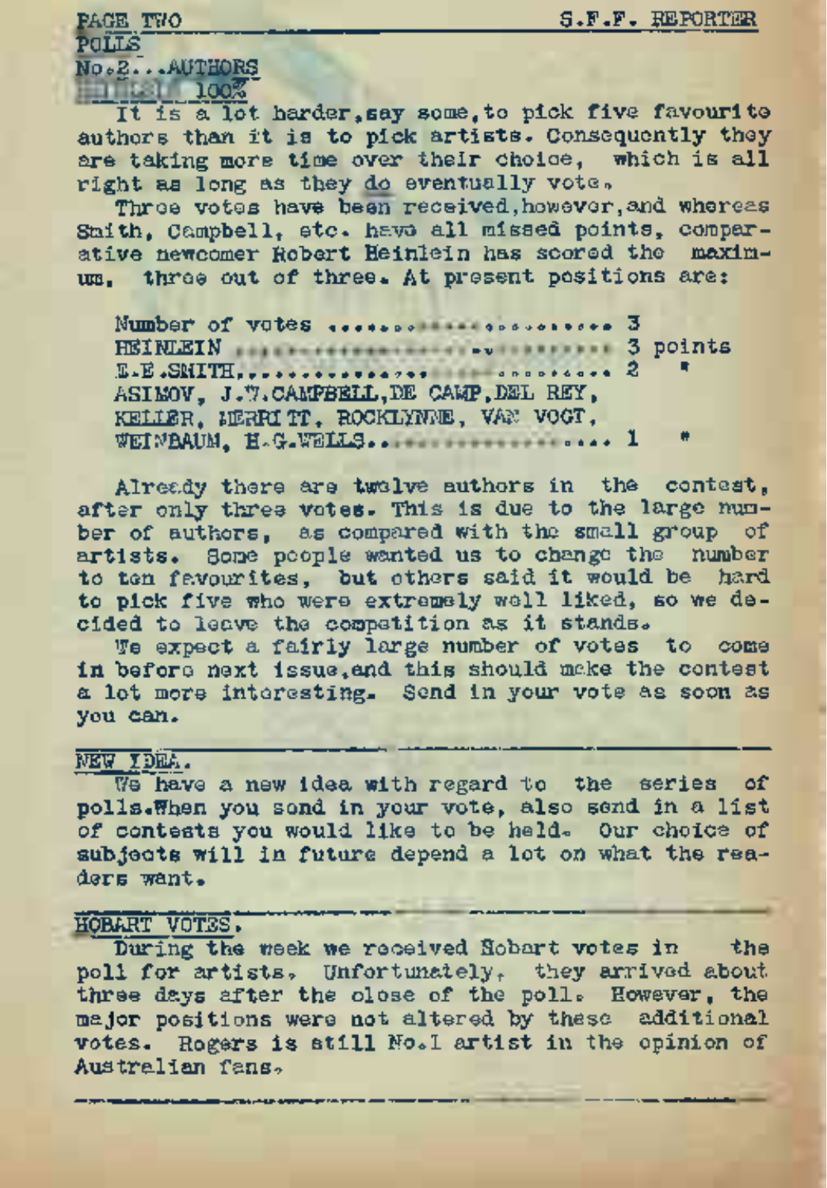## POLLS

### No.2...AUTHORS

#### ...... 100%

It is a lot harder, say some, to pick five favourite authors than it is to pick artists. Consequently they are taking more time over their choice, which is all right as long as they do eventually vote.

Three votes have been received, however, and whereas Smith, Campbell, etc. have all missed points, comparative newcomer Robert Heinlein has scored the maximum, three out of three. At present positions are:

```
Number of votes ........................ 3
HEINLEIN ............................... 3 points
E.E.SMITH............................... 2    "
ASIMOV, J.W.CAMPBELL, DE CAMP, DEL REY,
KELLER, MERRITT, ROCKLYNNE, VAN VOGT,
WEINBAUM, H.G.WELLS..................... 1    "
```

Already there are twelve authors in the contest, after only three votes. This is due to the large number of authors, as compared with the small group of artists. Some people wanted us to change the number to ten favourites, but others said it would be hard to pick five who were extremely well liked, so we decided to leave the competition as it stands.

We expect a fairly large number of votes to come in before next issue, and this should make the contest a lot more interesting. Send in your vote as soon as you can.

---

## NEW IDEA.

We have a new idea with regard to the series of polls. When you send in your vote, also send in a list of contests you would like to be held. Our choice of subjects will in future depend a lot on what the readers want.

---

## HOBART VOTES.

During the week we received Hobart votes in the poll for artists. Unfortunately, they arrived about three days after the close of the poll. However, the major positions were not altered by these additional votes. Rogers is still No.1 artist in the opinion of Australian fans.

---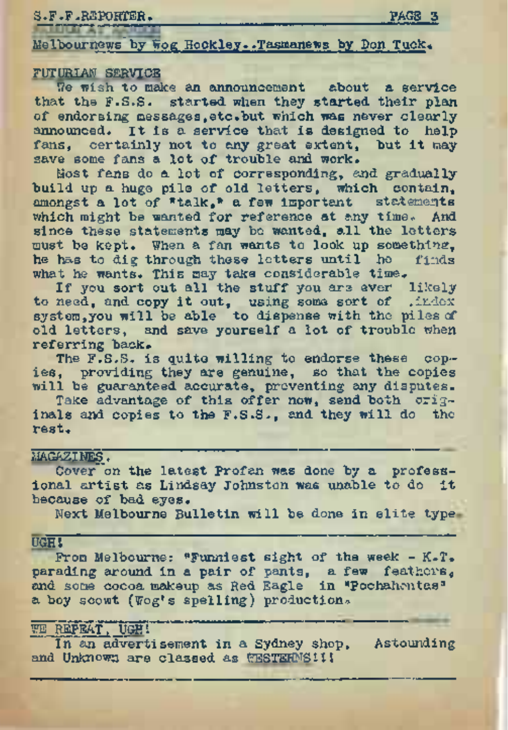Melbournews by Wog Hockley..Tasmanews by Don Tuck.

FUTURIAN SERVICE

We wish to make an announcement about a service that the F.S.S. started when they started their plan of endorsing messages,etc.but which was never clearly announced. It is a service that is designed to help fans, certainly not to any great extent, but it may save some fans a lot of trouble and work.

Most fans do a lot of corresponding, and gradually build up a huge pile of old letters, which contain, amongst a lot of "talk," a few important statements which might be wanted for reference at any time. And since these statements may be wanted, all the letters must be kept. When a fan wants to look up something, he has to dig through these letters until he finds what he wants. This may take considerable time.

If you sort out all the stuff you are ever likely to need, and copy it out, using some sort of index system,you will be able to dispense with the piles of old letters, and save yourself a lot of trouble when referring back.

The F.S.S. is quite willing to endorse these copies, providing they are genuine, so that the copies will be guaranteed accurate, preventing any disputes.

Take advantage of this offer now, send both originals and copies to the F.S.S., and they will do the rest.

---

MAGAZINES.

Cover on the latest Profan was done by a professional artist as Lindsay Johnston was unable to do it because of bad eyes.

Next Melbourne Bulletin will be done in elite type.

---

UGH!

From Melbourne: "Funniest sight of the week - K.T. parading around in a pair of pants, a few feathers, and some cocoa makeup as Red Eagle in "Pochahontas" a boy scowt (Wog's spelling) production.

---

WE REPEAT, UGH!

In an advertisement in a Sydney shop, Astounding and Unknown are classed as WESTERNS!!!

---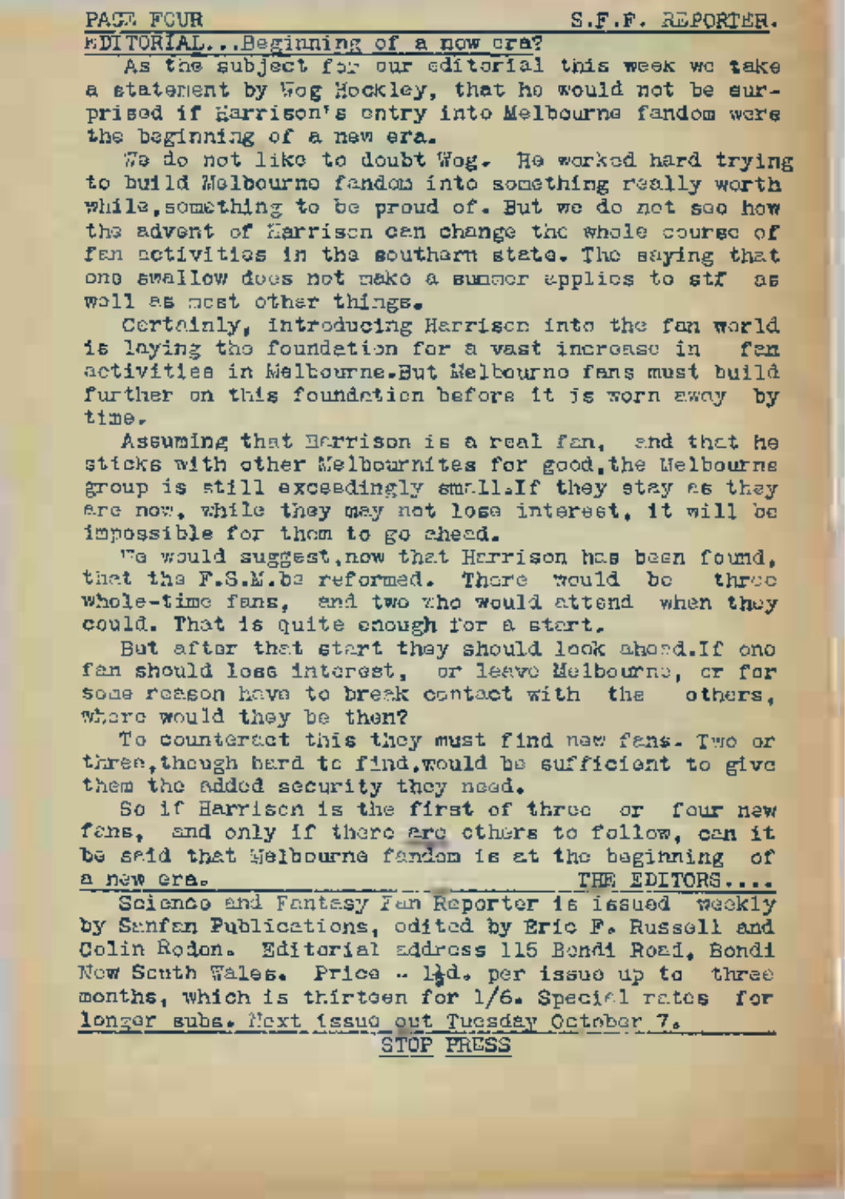## EDITORIAL...Beginning of a new era?

As the subject for our editorial this week we take a statement by Wog Hockley, that he would not be surprised if Harrison's entry into Melbourne fandom were the beginning of a new era.

We do not like to doubt Wog. He worked hard trying to build Melbourne fandom into something really worth while, something to be proud of. But we do not see how the advent of Harrison can change the whole course of fan activities in the southern state. The saying that one swallow does not make a summer applies to stf as well as most other things.

Certainly, introducing Harrison into the fan world is laying the foundation for a vast increase in fan activities in Melbourne. But Melbourne fans must build further on this foundation before it is worn away by time.

Assuming that Harrison is a real fan, and that he sticks with other Melbournites for good, the Melbourne group is still exceedingly small. If they stay as they are now, while they may not lose interest, it will be impossible for them to go ahead.

We would suggest, now that Harrison has been found, that the F.S.M. be reformed. There would be three whole-time fans, and two who would attend when they could. That is quite enough for a start.

But after that start they should look ahead. If one fan should lose interest, or leave Melbourne, or for some reason have to break contact with the others, where would they be then?

To counteract this they must find new fans. Two or three, though hard to find, would be sufficient to give them the added security they need.

So if Harrison is the first of three or four new fans, and only if there are others to follow, can it be said that Melbourne fandom is at the beginning of a new era.

THE EDITORS....

Science and Fantasy Fan Reporter is issued weekly by Sanfan Publications, edited by Eric F. Russell and Colin Roden. Editorial address 115 Bondi Road, Bondi New South Wales. Price - 1½d. per issue up to three months, which is thirteen for 1/6. Special rates for longer subs. Next issue out Tuesday October 7.

STOP PRESS